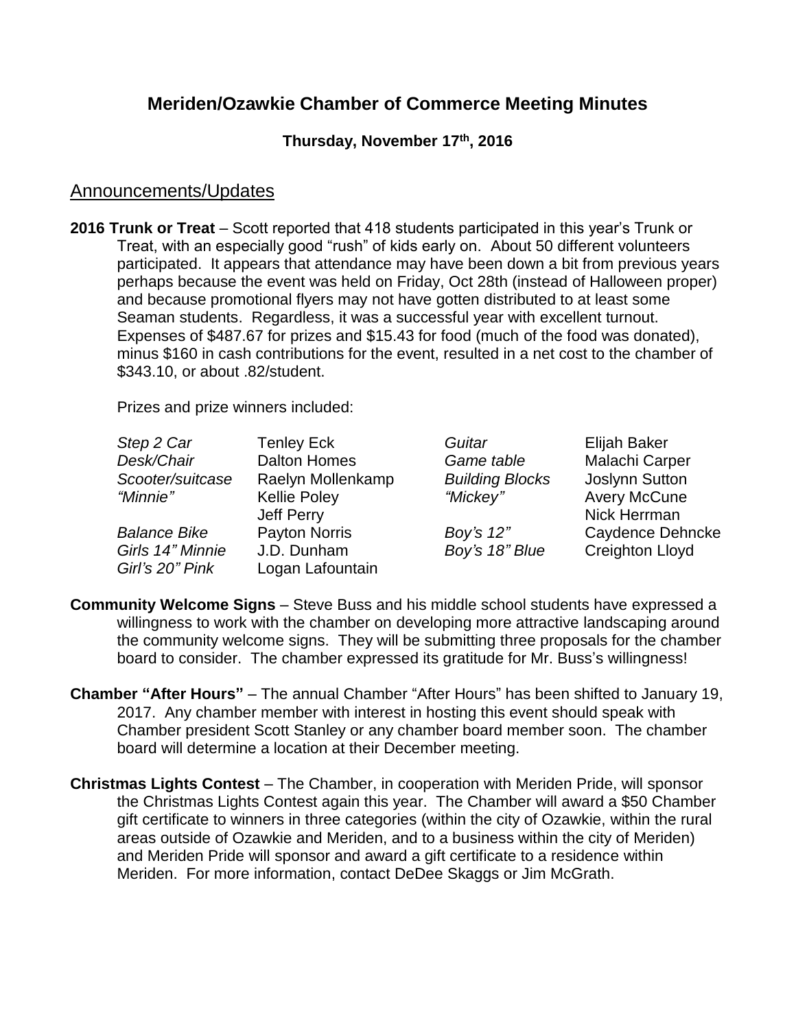# Meriden/Ozawkie Chamber of Commerce Meeting Minutes

**Thursday, November 17th, 2016**

## Announcements/Updates

**2016 Trunk or Treat** – Scott reported that 418 students participated in this year's Trunk or Treat, with an especially good "rush" of kids early on. About 50 different volunteers participated. It appears that attendance may have been down a bit from previous years perhaps because the event was held on Friday, Oct 28th (instead of Halloween proper) and because promotional flyers may not have gotten distributed to at least some Seaman students. Regardless, it was a successful year with excellent turnout. Expenses of $487.67 for prizes and $15.43 for food (much of the food was donated), minus $160 in cash contributions for the event, resulted in a net cost to the chamber of $343.10, or about .82/student.

Prizes and prize winners included:

| | | | |
|---|---|---|---|
| *Step 2 Car* | Tenley Eck | *Guitar* | Elijah Baker |
| *Desk/Chair* | Dalton Homes | *Game table* | Malachi Carper |
| *Scooter/suitcase* | Raelyn Mollenkamp | *Building Blocks* | Joslynn Sutton |
| *"Minnie"* | Kellie Poley<br>Jeff Perry | *"Mickey"* | Avery McCune<br>Nick Herrman |
| *Balance Bike* | Payton Norris | *Boy's 12"* | Caydence Dehncke |
| *Girls 14" Minnie* | J.D. Dunham | *Boy's 18" Blue* | Creighton Lloyd |
| *Girl's 20" Pink* | Logan Lafountain | | |

**Community Welcome Signs** – Steve Buss and his middle school students have expressed a willingness to work with the chamber on developing more attractive landscaping around the community welcome signs. They will be submitting three proposals for the chamber board to consider. The chamber expressed its gratitude for Mr. Buss's willingness!

**Chamber "After Hours"** – The annual Chamber "After Hours" has been shifted to January 19, 2017. Any chamber member with interest in hosting this event should speak with Chamber president Scott Stanley or any chamber board member soon. The chamber board will determine a location at their December meeting.

**Christmas Lights Contest** – The Chamber, in cooperation with Meriden Pride, will sponsor the Christmas Lights Contest again this year. The Chamber will award a $50 Chamber gift certificate to winners in three categories (within the city of Ozawkie, within the rural areas outside of Ozawkie and Meriden, and to a business within the city of Meriden) and Meriden Pride will sponsor and award a gift certificate to a residence within Meriden. For more information, contact DeDee Skaggs or Jim McGrath.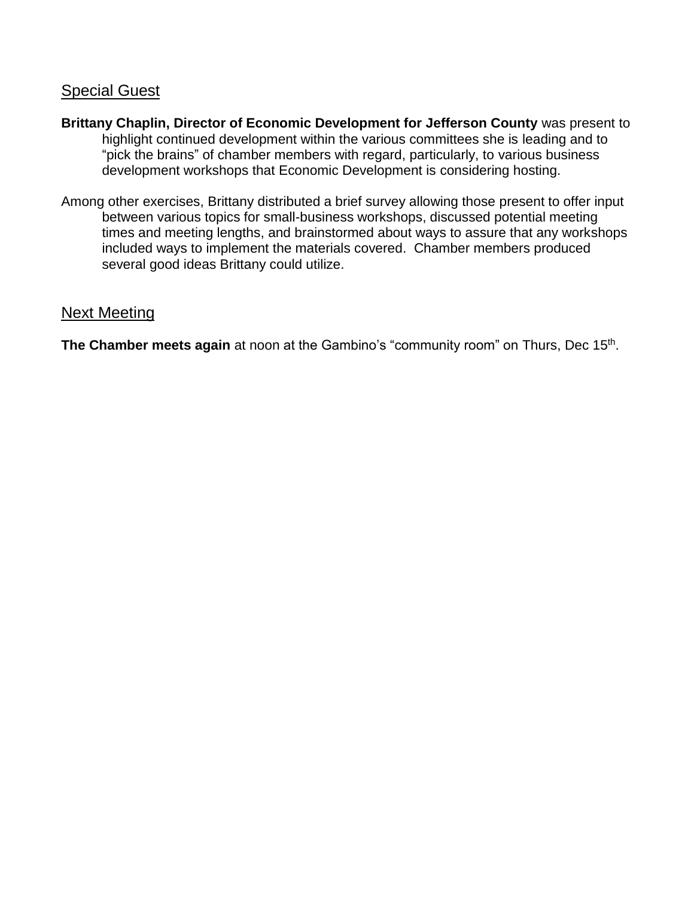## Special Guest

**Brittany Chaplin, Director of Economic Development for Jefferson County** was present to highlight continued development within the various committees she is leading and to "pick the brains" of chamber members with regard, particularly, to various business development workshops that Economic Development is considering hosting.

Among other exercises, Brittany distributed a brief survey allowing those present to offer input between various topics for small-business workshops, discussed potential meeting times and meeting lengths, and brainstormed about ways to assure that any workshops included ways to implement the materials covered. Chamber members produced several good ideas Brittany could utilize.

## Next Meeting

**The Chamber meets again** at noon at the Gambino's "community room" on Thurs, Dec 15th.